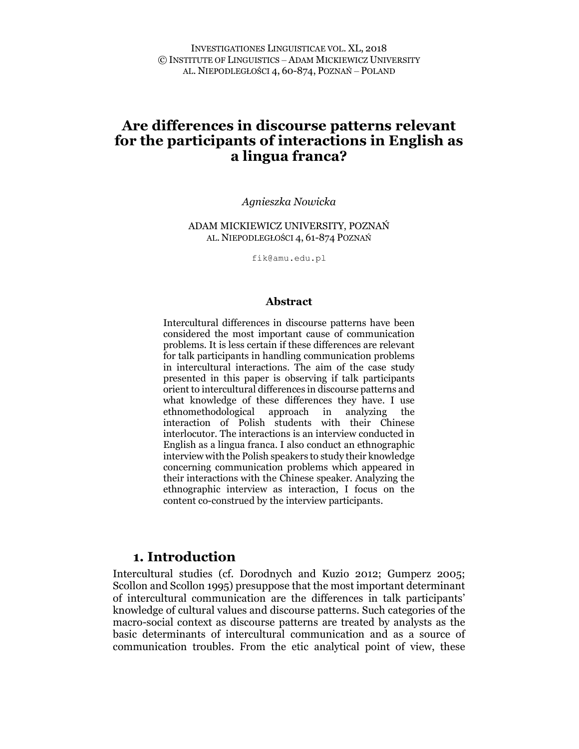# Are differences in discourse patterns relevant for the participants of interactions in English as a lingua franca?

*Agnieszka Nowicka*

ADAM MICKIEWICZ UNIVERSITY, POZNAŃ
AL. NIEPODLEGŁOŚCI 4, 61-874 POZNAŃ

fik@amu.edu.pl

### Abstract

Intercultural differences in discourse patterns have been considered the most important cause of communication problems. It is less certain if these differences are relevant for talk participants in handling communication problems in intercultural interactions. The aim of the case study presented in this paper is observing if talk participants orient to intercultural differences in discourse patterns and what knowledge of these differences they have. I use ethnomethodological approach in analyzing the interaction of Polish students with their Chinese interlocutor. The interactions is an interview conducted in English as a lingua franca. I also conduct an ethnographic interview with the Polish speakers to study their knowledge concerning communication problems which appeared in their interactions with the Chinese speaker. Analyzing the ethnographic interview as interaction, I focus on the content co-construed by the interview participants.

## 1. Introduction

Intercultural studies (cf. Dorodnych and Kuzio 2012; Gumperz 2005; Scollon and Scollon 1995) presuppose that the most important determinant of intercultural communication are the differences in talk participants' knowledge of cultural values and discourse patterns. Such categories of the macro-social context as discourse patterns are treated by analysts as the basic determinants of intercultural communication and as a source of communication troubles. From the etic analytical point of view, these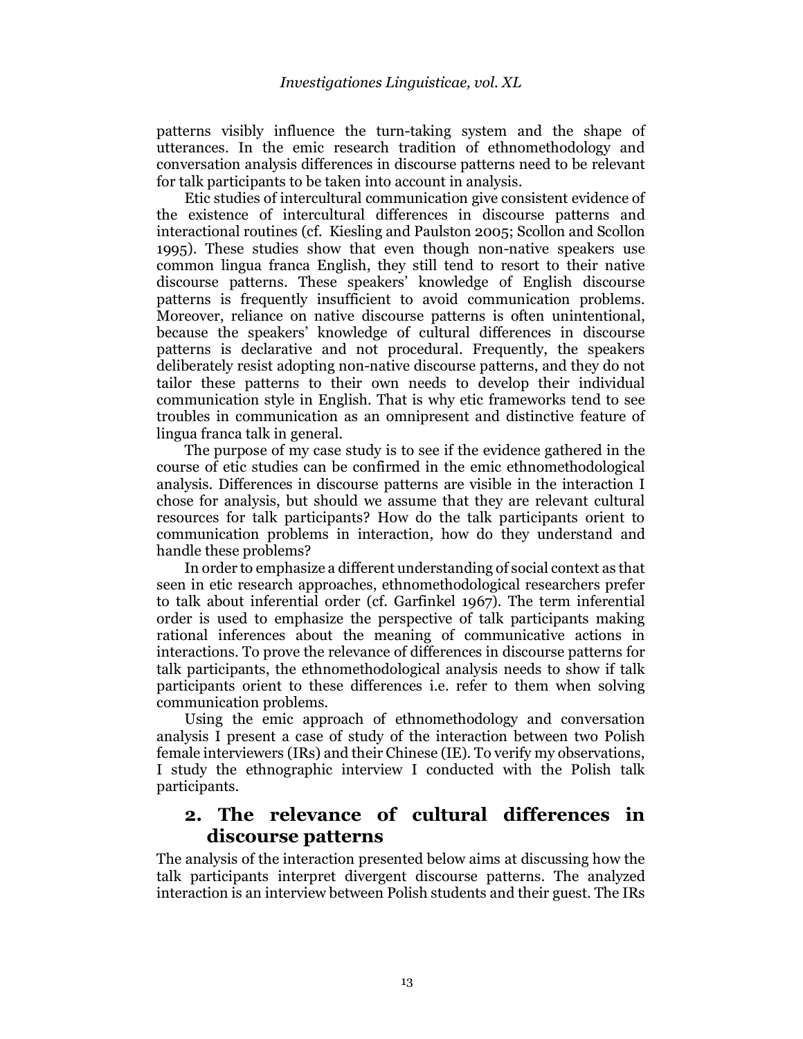patterns visibly influence the turn-taking system and the shape of utterances. In the emic research tradition of ethnomethodology and conversation analysis differences in discourse patterns need to be relevant for talk participants to be taken into account in analysis.

Etic studies of intercultural communication give consistent evidence of the existence of intercultural differences in discourse patterns and interactional routines (cf. Kiesling and Paulston 2005; Scollon and Scollon 1995). These studies show that even though non-native speakers use common lingua franca English, they still tend to resort to their native discourse patterns. These speakers' knowledge of English discourse patterns is frequently insufficient to avoid communication problems. Moreover, reliance on native discourse patterns is often unintentional, because the speakers' knowledge of cultural differences in discourse patterns is declarative and not procedural. Frequently, the speakers deliberately resist adopting non-native discourse patterns, and they do not tailor these patterns to their own needs to develop their individual communication style in English. That is why etic frameworks tend to see troubles in communication as an omnipresent and distinctive feature of lingua franca talk in general.

The purpose of my case study is to see if the evidence gathered in the course of etic studies can be confirmed in the emic ethnomethodological analysis. Differences in discourse patterns are visible in the interaction I chose for analysis, but should we assume that they are relevant cultural resources for talk participants? How do the talk participants orient to communication problems in interaction, how do they understand and handle these problems?

In order to emphasize a different understanding of social context as that seen in etic research approaches, ethnomethodological researchers prefer to talk about inferential order (cf. Garfinkel 1967). The term inferential order is used to emphasize the perspective of talk participants making rational inferences about the meaning of communicative actions in interactions. To prove the relevance of differences in discourse patterns for talk participants, the ethnomethodological analysis needs to show if talk participants orient to these differences i.e. refer to them when solving communication problems.

Using the emic approach of ethnomethodology and conversation analysis I present a case of study of the interaction between two Polish female interviewers (IRs) and their Chinese (IE). To verify my observations, I study the ethnographic interview I conducted with the Polish talk participants.

## 2. The relevance of cultural differences in discourse patterns

The analysis of the interaction presented below aims at discussing how the talk participants interpret divergent discourse patterns. The analyzed interaction is an interview between Polish students and their guest. The IRs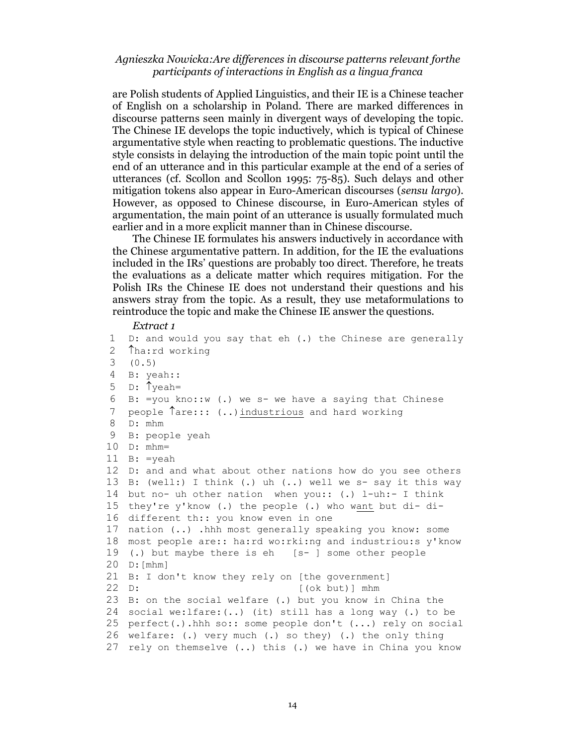are Polish students of Applied Linguistics, and their IE is a Chinese teacher of English on a scholarship in Poland. There are marked differences in discourse patterns seen mainly in divergent ways of developing the topic. The Chinese IE develops the topic inductively, which is typical of Chinese argumentative style when reacting to problematic questions. The inductive style consists in delaying the introduction of the main topic point until the end of an utterance and in this particular example at the end of a series of utterances (cf. Scollon and Scollon 1995: 75-85). Such delays and other mitigation tokens also appear in Euro-American discourses (*sensu largo*). However, as opposed to Chinese discourse, in Euro-American styles of argumentation, the main point of an utterance is usually formulated much earlier and in a more explicit manner than in Chinese discourse.

The Chinese IE formulates his answers inductively in accordance with the Chinese argumentative pattern. In addition, for the IE the evaluations included in the IRs' questions are probably too direct. Therefore, he treats the evaluations as a delicate matter which requires mitigation. For the Polish IRs the Chinese IE does not understand their questions and his answers stray from the topic. As a result, they use metaformulations to reintroduce the topic and make the Chinese IE answer the questions.

*Extract 1*

```
1  D: and would you say that eh (.) the Chinese are generally
2  ↑ha:rd working
3  (0.5)
4  B: yeah::
5  D: ↑yeah=
6  B: =you kno::w (.) we s- we have a saying that Chinese
7  people ↑are::: (..)industrious and hard working
8  D: mhm
9  B: people yeah
10 D: mhm=
11 B: =yeah
12 D: and and what about other nations how do you see others
13 B: (well:) I think (.) uh (..) well we s- say it this way
14 but no- uh other nation  when you:: (.) l-uh:- I think
15 they're y'know (.) the people (.) who want but di- di-
16 different th:: you know even in one
17 nation (..) .hhh most generally speaking you know: some
18 most people are:: ha:rd wo:rki:ng and industriou:s y'know
19 (.) but maybe there is eh   [s- ] some other people
20 D:[mhm]
21 B: I don't know they rely on [the government]
22 D:                           [(ok but)] mhm
23 B: on the social welfare (.) but you know in China the
24 social we:lfare:(..) (it) still has a long way (.) to be
25 perfect(.).hhh so:: some people don't (...) rely on social
26 welfare: (.) very much (.) so they) (.) the only thing
27 rely on themselve (..) this (.) we have in China you know
```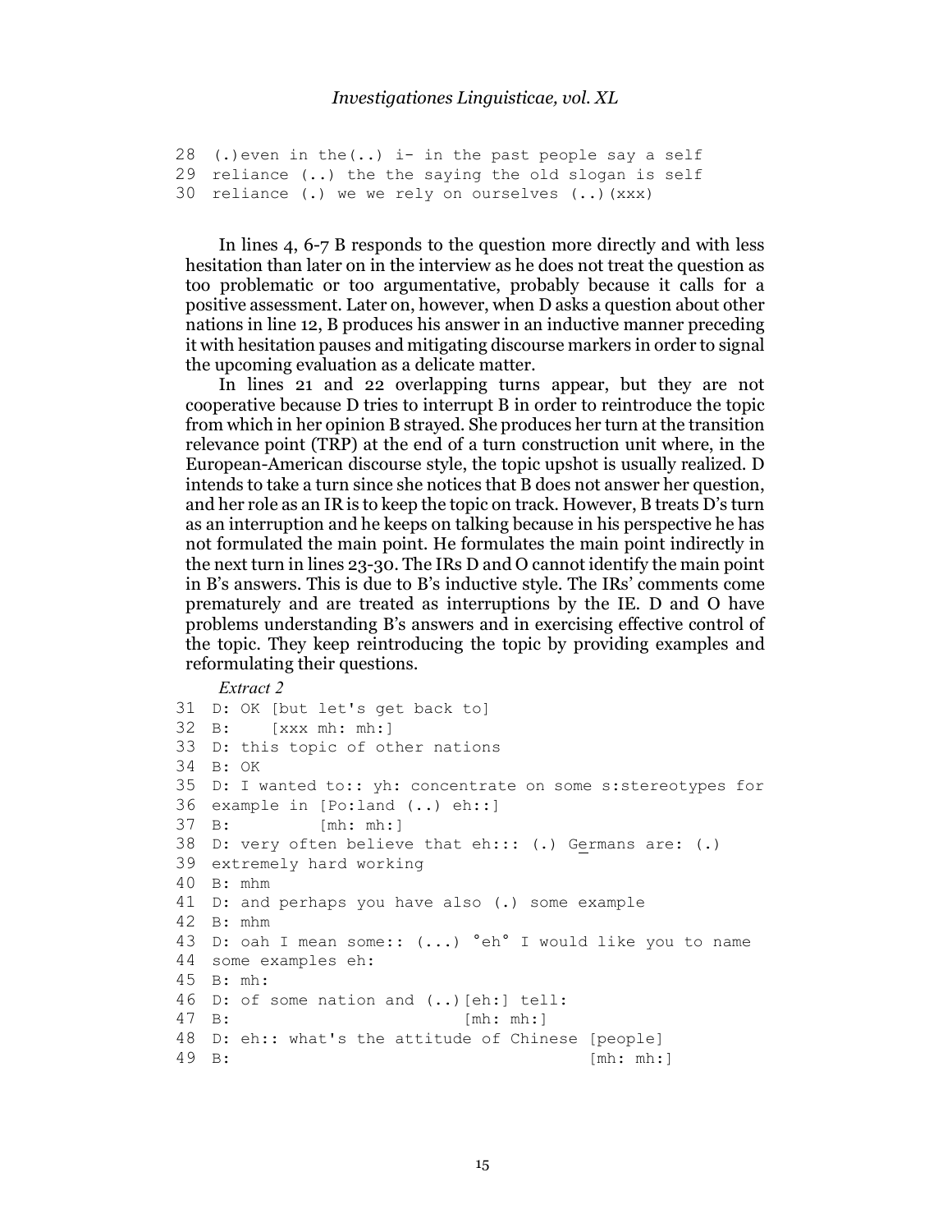```
28  (.)even in the(..) i- in the past people say a self
29  reliance (..) the the saying the old slogan is self
30  reliance (.) we we rely on ourselves (..)(xxx)
```

In lines 4, 6-7 B responds to the question more directly and with less hesitation than later on in the interview as he does not treat the question as too problematic or too argumentative, probably because it calls for a positive assessment. Later on, however, when D asks a question about other nations in line 12, B produces his answer in an inductive manner preceding it with hesitation pauses and mitigating discourse markers in order to signal the upcoming evaluation as a delicate matter.

In lines 21 and 22 overlapping turns appear, but they are not cooperative because D tries to interrupt B in order to reintroduce the topic from which in her opinion B strayed. She produces her turn at the transition relevance point (TRP) at the end of a turn construction unit where, in the European-American discourse style, the topic upshot is usually realized. D intends to take a turn since she notices that B does not answer her question, and her role as an IR is to keep the topic on track. However, B treats D's turn as an interruption and he keeps on talking because in his perspective he has not formulated the main point. He formulates the main point indirectly in the next turn in lines 23-30. The IRs D and O cannot identify the main point in B's answers. This is due to B's inductive style. The IRs' comments come prematurely and are treated as interruptions by the IE. D and O have problems understanding B's answers and in exercising effective control of the topic. They keep reintroducing the topic by providing examples and reformulating their questions.

*Extract 2*

```
31  D: OK [but let's get back to]
32  B:    [xxx mh: mh:]
33  D: this topic of other nations
34  B: OK
35  D: I wanted to:: yh: concentrate on some s:stereotypes for
36  example in [Po:land (..) eh::]
37  B:         [mh: mh:]
38  D: very often believe that eh::: (.) Germans are: (.)
39  extremely hard working
40  B: mhm
41  D: and perhaps you have also (.) some example
42  B: mhm
43  D: oah I mean some:: (...) °eh° I would like you to name
44  some examples eh:
45  B: mh:
46  D: of some nation and (..)[eh:] tell:
47  B:                        [mh: mh:]
48  D: eh:: what's the attitude of Chinese [people]
49  B:                                     [mh: mh:]
```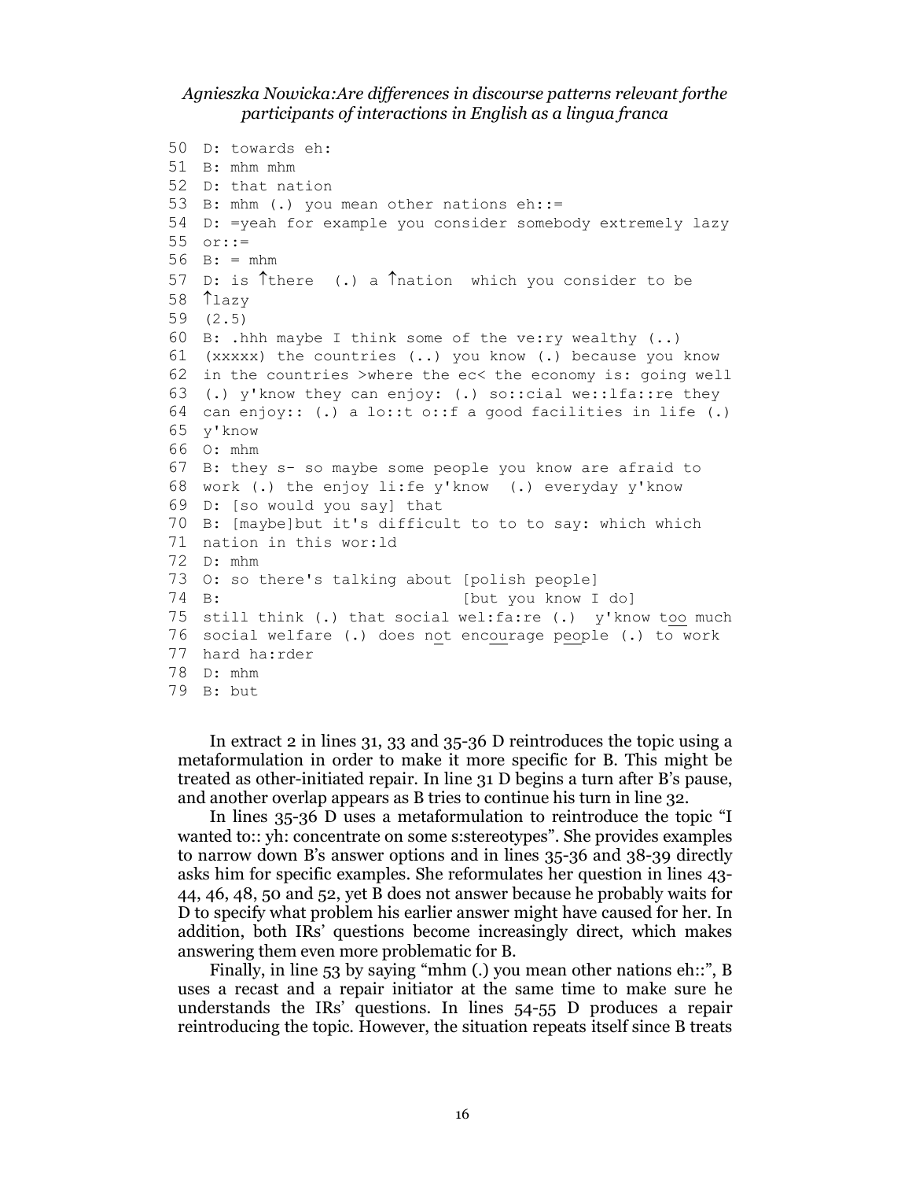```
50  D: towards eh:
51  B: mhm mhm
52  D: that nation
53  B: mhm (.) you mean other nations eh::=
54  D: =yeah for example you consider somebody extremely lazy
55  or::=
56  B: = mhm
57  D: is ↑there  (.) a ↑nation  which you consider to be
58  ↑lazy
59  (2.5)
60  B: .hhh maybe I think some of the ve:ry wealthy (..)
61  (xxxxx) the countries (..) you know (.) because you know
62  in the countries >where the ec< the economy is: going well
63  (.) y'know they can enjoy: (.) so::cial we::lfa::re they
64  can enjoy:: (.) a lo::t o::f a good facilities in life (.)
65  y'know
66  O: mhm
67  B: they s- so maybe some people you know are afraid to
68  work (.) the enjoy li:fe y'know  (.) everyday y'know
69  D: [so would you say] that
70  B: [maybe]but it's difficult to to to say: which which
71  nation in this wor:ld
72  D: mhm
73  O: so there's talking about [polish people]
74  B:                          [but you know I do]
75  still think (.) that social wel:fa:re (.)  y'know too much
76  social welfare (.) does not encourage people (.) to work
77  hard ha:rder
78  D: mhm
79  B: but
```

In extract 2 in lines 31, 33 and 35-36 D reintroduces the topic using a metaformulation in order to make it more specific for B. This might be treated as other-initiated repair. In line 31 D begins a turn after B's pause, and another overlap appears as B tries to continue his turn in line 32.

In lines 35-36 D uses a metaformulation to reintroduce the topic "I wanted to:: yh: concentrate on some s:stereotypes". She provides examples to narrow down B's answer options and in lines 35-36 and 38-39 directly asks him for specific examples. She reformulates her question in lines 43-44, 46, 48, 50 and 52, yet B does not answer because he probably waits for D to specify what problem his earlier answer might have caused for her. In addition, both IRs' questions become increasingly direct, which makes answering them even more problematic for B.

Finally, in line 53 by saying "mhm (.) you mean other nations eh::", B uses a recast and a repair initiator at the same time to make sure he understands the IRs' questions. In lines 54-55 D produces a repair reintroducing the topic. However, the situation repeats itself since B treats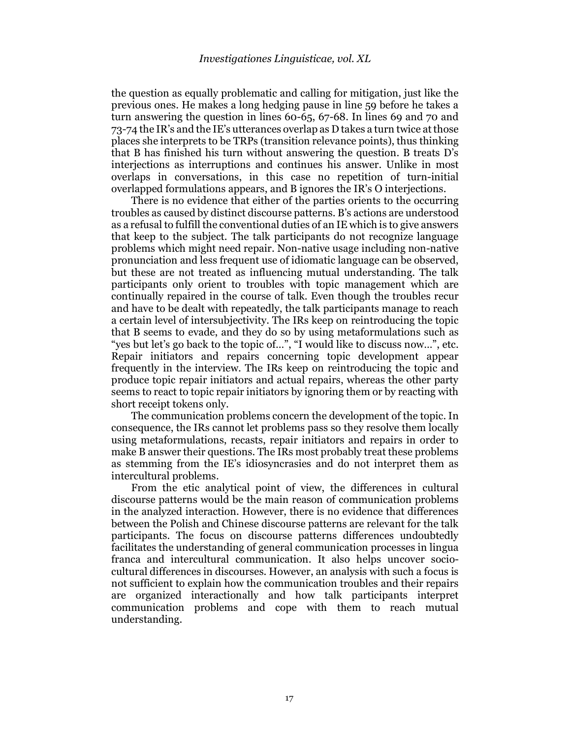the question as equally problematic and calling for mitigation, just like the previous ones. He makes a long hedging pause in line 59 before he takes a turn answering the question in lines 60-65, 67-68. In lines 69 and 70 and 73-74 the IR's and the IE's utterances overlap as D takes a turn twice at those places she interprets to be TRPs (transition relevance points), thus thinking that B has finished his turn without answering the question. B treats D's interjections as interruptions and continues his answer. Unlike in most overlaps in conversations, in this case no repetition of turn-initial overlapped formulations appears, and B ignores the IR's O interjections.

There is no evidence that either of the parties orients to the occurring troubles as caused by distinct discourse patterns. B's actions are understood as a refusal to fulfill the conventional duties of an IE which is to give answers that keep to the subject. The talk participants do not recognize language problems which might need repair. Non-native usage including non-native pronunciation and less frequent use of idiomatic language can be observed, but these are not treated as influencing mutual understanding. The talk participants only orient to troubles with topic management which are continually repaired in the course of talk. Even though the troubles recur and have to be dealt with repeatedly, the talk participants manage to reach a certain level of intersubjectivity. The IRs keep on reintroducing the topic that B seems to evade, and they do so by using metaformulations such as "yes but let's go back to the topic of…", "I would like to discuss now…", etc. Repair initiators and repairs concerning topic development appear frequently in the interview. The IRs keep on reintroducing the topic and produce topic repair initiators and actual repairs, whereas the other party seems to react to topic repair initiators by ignoring them or by reacting with short receipt tokens only.

The communication problems concern the development of the topic. In consequence, the IRs cannot let problems pass so they resolve them locally using metaformulations, recasts, repair initiators and repairs in order to make B answer their questions. The IRs most probably treat these problems as stemming from the IE's idiosyncrasies and do not interpret them as intercultural problems.

From the etic analytical point of view, the differences in cultural discourse patterns would be the main reason of communication problems in the analyzed interaction. However, there is no evidence that differences between the Polish and Chinese discourse patterns are relevant for the talk participants. The focus on discourse patterns differences undoubtedly facilitates the understanding of general communication processes in lingua franca and intercultural communication. It also helps uncover socio-cultural differences in discourses. However, an analysis with such a focus is not sufficient to explain how the communication troubles and their repairs are organized interactionally and how talk participants interpret communication problems and cope with them to reach mutual understanding.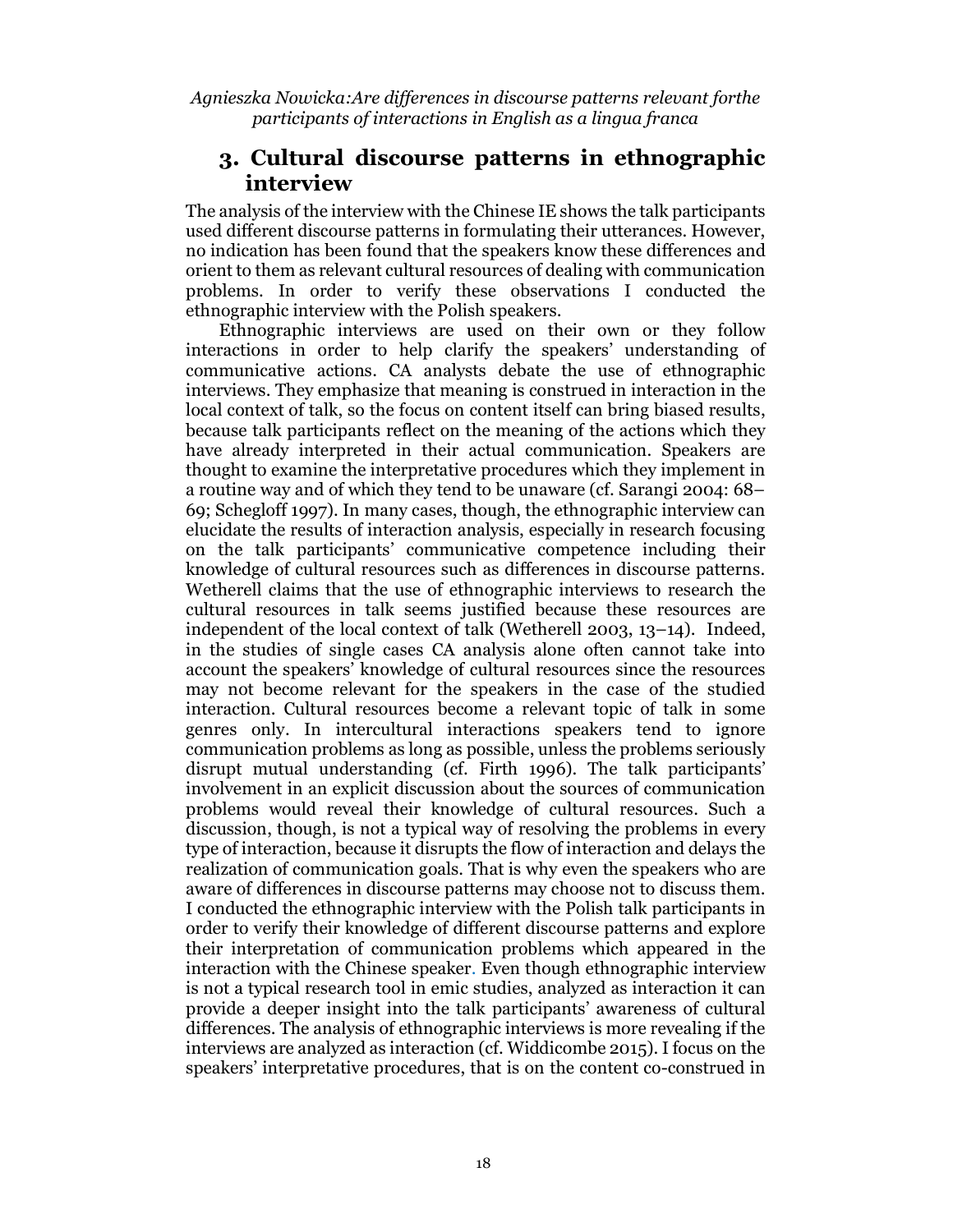## 3. Cultural discourse patterns in ethnographic interview

The analysis of the interview with the Chinese IE shows the talk participants used different discourse patterns in formulating their utterances. However, no indication has been found that the speakers know these differences and orient to them as relevant cultural resources of dealing with communication problems. In order to verify these observations I conducted the ethnographic interview with the Polish speakers.

Ethnographic interviews are used on their own or they follow interactions in order to help clarify the speakers' understanding of communicative actions. CA analysts debate the use of ethnographic interviews. They emphasize that meaning is construed in interaction in the local context of talk, so the focus on content itself can bring biased results, because talk participants reflect on the meaning of the actions which they have already interpreted in their actual communication. Speakers are thought to examine the interpretative procedures which they implement in a routine way and of which they tend to be unaware (cf. Sarangi 2004: 68–69; Schegloff 1997). In many cases, though, the ethnographic interview can elucidate the results of interaction analysis, especially in research focusing on the talk participants' communicative competence including their knowledge of cultural resources such as differences in discourse patterns. Wetherell claims that the use of ethnographic interviews to research the cultural resources in talk seems justified because these resources are independent of the local context of talk (Wetherell 2003, 13–14). Indeed, in the studies of single cases CA analysis alone often cannot take into account the speakers' knowledge of cultural resources since the resources may not become relevant for the speakers in the case of the studied interaction. Cultural resources become a relevant topic of talk in some genres only. In intercultural interactions speakers tend to ignore communication problems as long as possible, unless the problems seriously disrupt mutual understanding (cf. Firth 1996). The talk participants' involvement in an explicit discussion about the sources of communication problems would reveal their knowledge of cultural resources. Such a discussion, though, is not a typical way of resolving the problems in every type of interaction, because it disrupts the flow of interaction and delays the realization of communication goals. That is why even the speakers who are aware of differences in discourse patterns may choose not to discuss them. I conducted the ethnographic interview with the Polish talk participants in order to verify their knowledge of different discourse patterns and explore their interpretation of communication problems which appeared in the interaction with the Chinese speaker. Even though ethnographic interview is not a typical research tool in emic studies, analyzed as interaction it can provide a deeper insight into the talk participants' awareness of cultural differences. The analysis of ethnographic interviews is more revealing if the interviews are analyzed as interaction (cf. Widdicombe 2015). I focus on the speakers' interpretative procedures, that is on the content co-construed in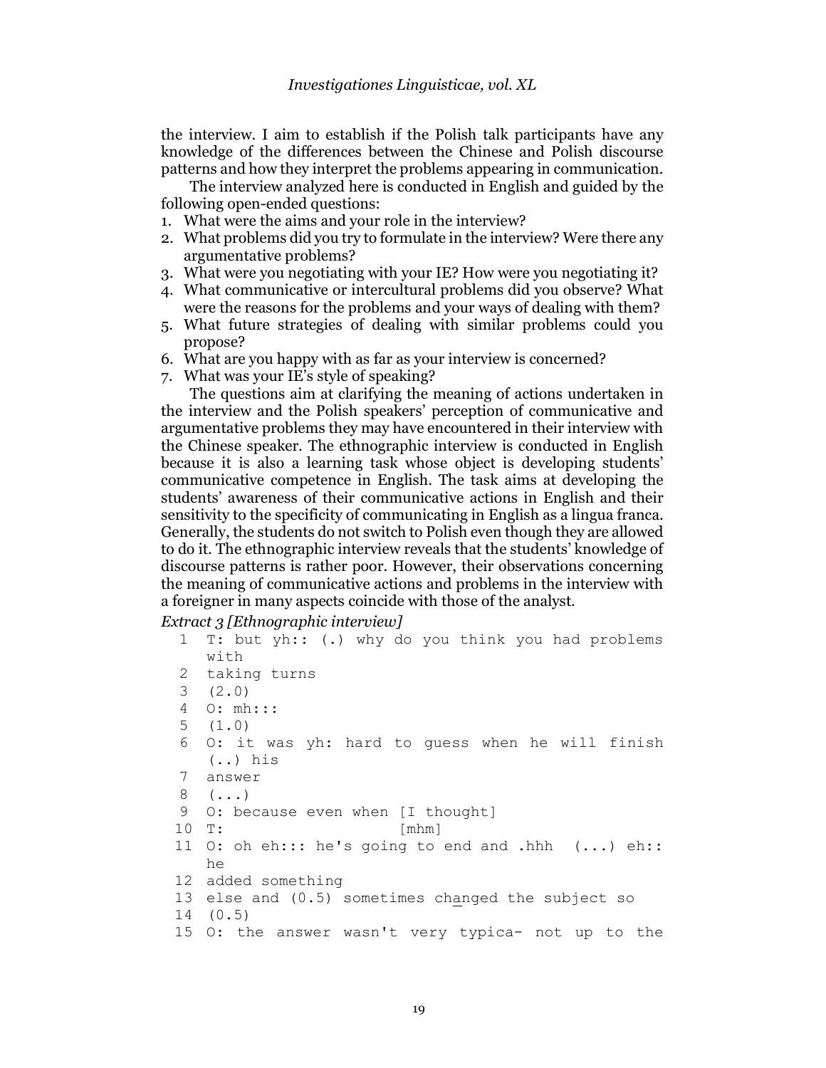the interview. I aim to establish if the Polish talk participants have any knowledge of the differences between the Chinese and Polish discourse patterns and how they interpret the problems appearing in communication.

The interview analyzed here is conducted in English and guided by the following open-ended questions:

1. What were the aims and your role in the interview?
2. What problems did you try to formulate in the interview? Were there any argumentative problems?
3. What were you negotiating with your IE? How were you negotiating it?
4. What communicative or intercultural problems did you observe? What were the reasons for the problems and your ways of dealing with them?
5. What future strategies of dealing with similar problems could you propose?
6. What are you happy with as far as your interview is concerned?
7. What was your IE's style of speaking?

The questions aim at clarifying the meaning of actions undertaken in the interview and the Polish speakers' perception of communicative and argumentative problems they may have encountered in their interview with the Chinese speaker. The ethnographic interview is conducted in English because it is also a learning task whose object is developing students' communicative competence in English. The task aims at developing the students' awareness of their communicative actions in English and their sensitivity to the specificity of communicating in English as a lingua franca. Generally, the students do not switch to Polish even though they are allowed to do it. The ethnographic interview reveals that the students' knowledge of discourse patterns is rather poor. However, their observations concerning the meaning of communicative actions and problems in the interview with a foreigner in many aspects coincide with those of the analyst.

*Extract 3 [Ethnographic interview]*

```
 1  T: but yh:: (.) why do you think you had problems
    with
 2  taking turns
 3  (2.0)
 4  O: mh:::
 5  (1.0)
 6  O: it was yh: hard to guess when he will finish
    (..) his
 7  answer
 8  (...)
 9  O: because even when [I thought]
10  T:                   [mhm]
11  O: oh eh::: he's going to end and .hhh  (...) eh::
    he
12  added something
13  else and (0.5) sometimes changed the subject so
14  (0.5)
15  O: the answer wasn't very typica- not up to the
```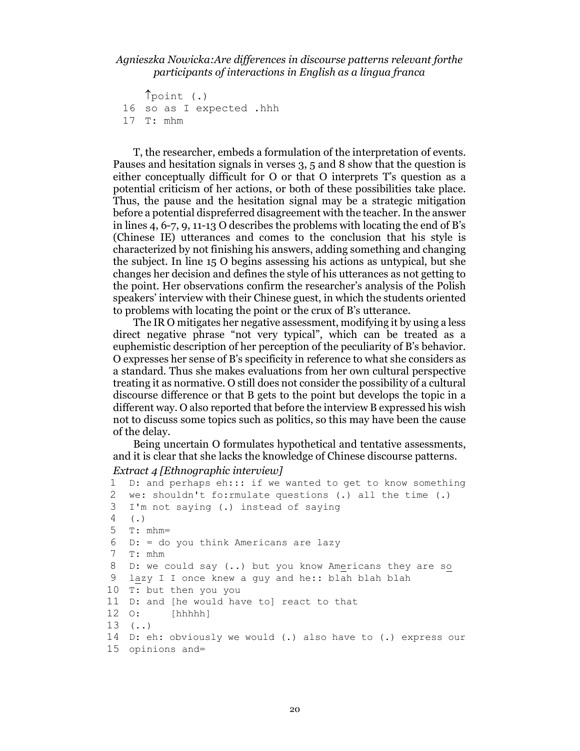```
    ↑point (.)
16  so as I expected .hhh
17  T: mhm
```

T, the researcher, embeds a formulation of the interpretation of events. Pauses and hesitation signals in verses 3, 5 and 8 show that the question is either conceptually difficult for O or that O interprets T's question as a potential criticism of her actions, or both of these possibilities take place. Thus, the pause and the hesitation signal may be a strategic mitigation before a potential dispreferred disagreement with the teacher. In the answer in lines 4, 6-7, 9, 11-13 O describes the problems with locating the end of B's (Chinese IE) utterances and comes to the conclusion that his style is characterized by not finishing his answers, adding something and changing the subject. In line 15 O begins assessing his actions as untypical, but she changes her decision and defines the style of his utterances as not getting to the point. Her observations confirm the researcher's analysis of the Polish speakers' interview with their Chinese guest, in which the students oriented to problems with locating the point or the crux of B's utterance.

The IR O mitigates her negative assessment, modifying it by using a less direct negative phrase "not very typical", which can be treated as a euphemistic description of her perception of the peculiarity of B's behavior. O expresses her sense of B's specificity in reference to what she considers as a standard. Thus she makes evaluations from her own cultural perspective treating it as normative. O still does not consider the possibility of a cultural discourse difference or that B gets to the point but develops the topic in a different way. O also reported that before the interview B expressed his wish not to discuss some topics such as politics, so this may have been the cause of the delay.

Being uncertain O formulates hypothetical and tentative assessments, and it is clear that she lacks the knowledge of Chinese discourse patterns.

*Extract 4 [Ethnographic interview]*

```
1   D: and perhaps eh::: if we wanted to get to know something
2   we: shouldn't fo:rmulate questions (.) all the time (.)
3   I'm not saying (.) instead of saying
4   (.)
5   T: mhm=
6   D: = do you think Americans are lazy
7   T: mhm
8   D: we could say (..) but you know Americans they are so
9   lazy I I once knew a guy and he:: blah blah blah
10  T: but then you you
11  D: and [he would have to] react to that
12  O:     [hhhhh]
13  (..)
14  D: eh: obviously we would (.) also have to (.) express our
15  opinions and=
```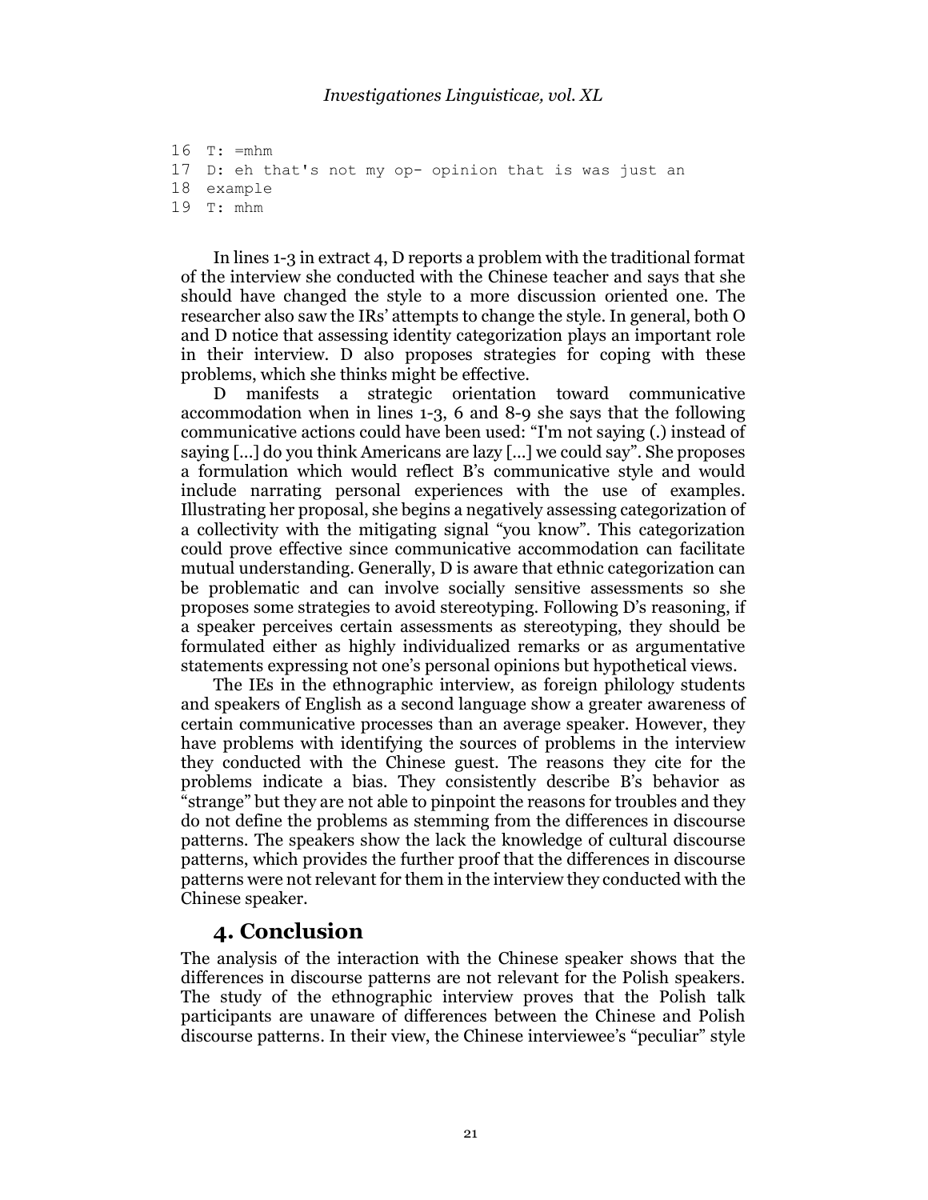```
16  T: =mhm
17  D: eh that's not my op- opinion that is was just an
18  example
19  T: mhm
```

In lines 1-3 in extract 4, D reports a problem with the traditional format of the interview she conducted with the Chinese teacher and says that she should have changed the style to a more discussion oriented one. The researcher also saw the IRs' attempts to change the style. In general, both O and D notice that assessing identity categorization plays an important role in their interview. D also proposes strategies for coping with these problems, which she thinks might be effective.

D manifests a strategic orientation toward communicative accommodation when in lines 1-3, 6 and 8-9 she says that the following communicative actions could have been used: "I'm not saying (.) instead of saying [...] do you think Americans are lazy [...] we could say". She proposes a formulation which would reflect B's communicative style and would include narrating personal experiences with the use of examples. Illustrating her proposal, she begins a negatively assessing categorization of a collectivity with the mitigating signal "you know". This categorization could prove effective since communicative accommodation can facilitate mutual understanding. Generally, D is aware that ethnic categorization can be problematic and can involve socially sensitive assessments so she proposes some strategies to avoid stereotyping. Following D's reasoning, if a speaker perceives certain assessments as stereotyping, they should be formulated either as highly individualized remarks or as argumentative statements expressing not one's personal opinions but hypothetical views.

The IEs in the ethnographic interview, as foreign philology students and speakers of English as a second language show a greater awareness of certain communicative processes than an average speaker. However, they have problems with identifying the sources of problems in the interview they conducted with the Chinese guest. The reasons they cite for the problems indicate a bias. They consistently describe B's behavior as "strange" but they are not able to pinpoint the reasons for troubles and they do not define the problems as stemming from the differences in discourse patterns. The speakers show the lack the knowledge of cultural discourse patterns, which provides the further proof that the differences in discourse patterns were not relevant for them in the interview they conducted with the Chinese speaker.

## 4. Conclusion

The analysis of the interaction with the Chinese speaker shows that the differences in discourse patterns are not relevant for the Polish speakers. The study of the ethnographic interview proves that the Polish talk participants are unaware of differences between the Chinese and Polish discourse patterns. In their view, the Chinese interviewee's "peculiar" style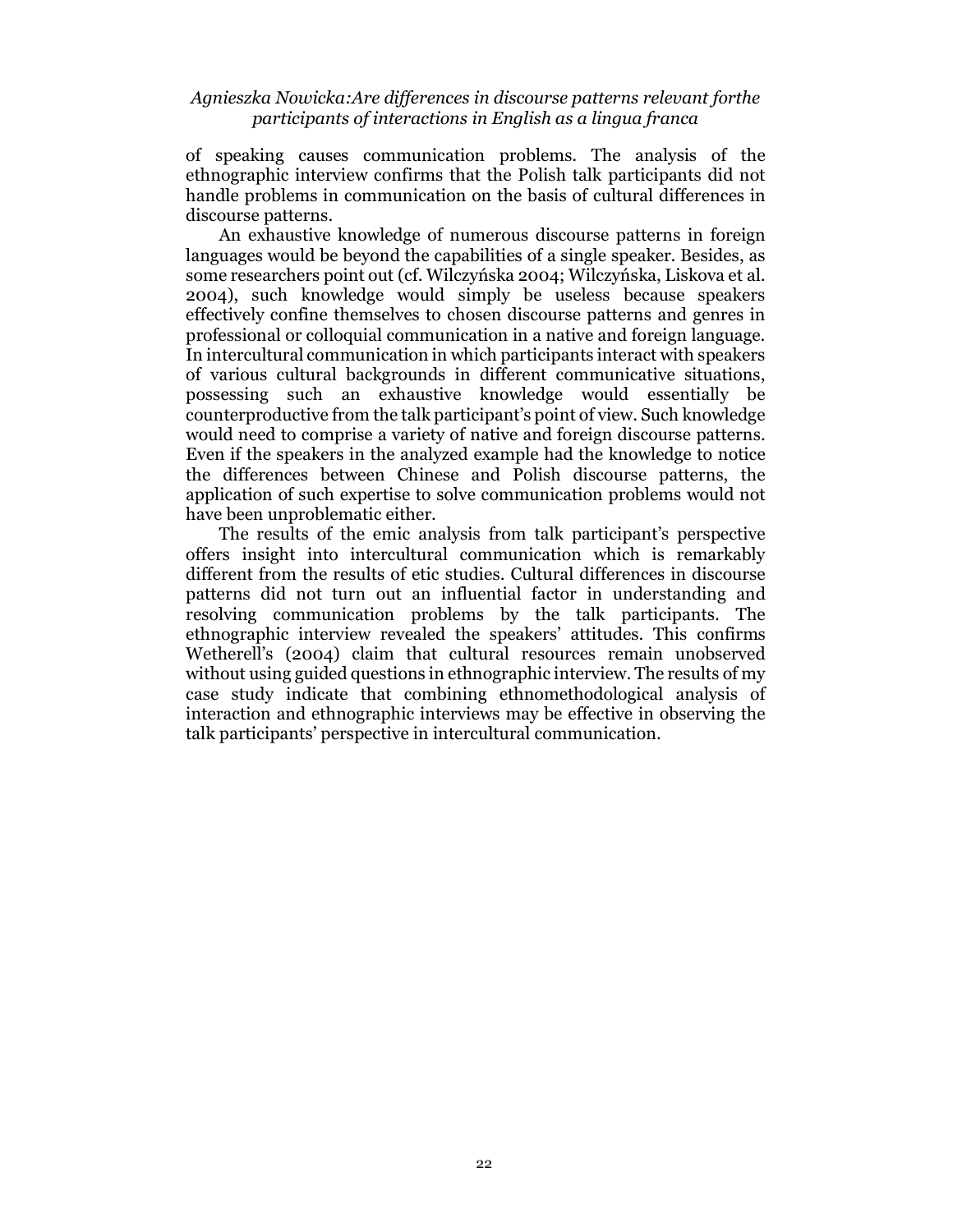of speaking causes communication problems. The analysis of the ethnographic interview confirms that the Polish talk participants did not handle problems in communication on the basis of cultural differences in discourse patterns.

An exhaustive knowledge of numerous discourse patterns in foreign languages would be beyond the capabilities of a single speaker. Besides, as some researchers point out (cf. Wilczyńska 2004; Wilczyńska, Liskova et al. 2004), such knowledge would simply be useless because speakers effectively confine themselves to chosen discourse patterns and genres in professional or colloquial communication in a native and foreign language. In intercultural communication in which participants interact with speakers of various cultural backgrounds in different communicative situations, possessing such an exhaustive knowledge would essentially be counterproductive from the talk participant's point of view. Such knowledge would need to comprise a variety of native and foreign discourse patterns. Even if the speakers in the analyzed example had the knowledge to notice the differences between Chinese and Polish discourse patterns, the application of such expertise to solve communication problems would not have been unproblematic either.

The results of the emic analysis from talk participant's perspective offers insight into intercultural communication which is remarkably different from the results of etic studies. Cultural differences in discourse patterns did not turn out an influential factor in understanding and resolving communication problems by the talk participants. The ethnographic interview revealed the speakers' attitudes. This confirms Wetherell's (2004) claim that cultural resources remain unobserved without using guided questions in ethnographic interview. The results of my case study indicate that combining ethnomethodological analysis of interaction and ethnographic interviews may be effective in observing the talk participants' perspective in intercultural communication.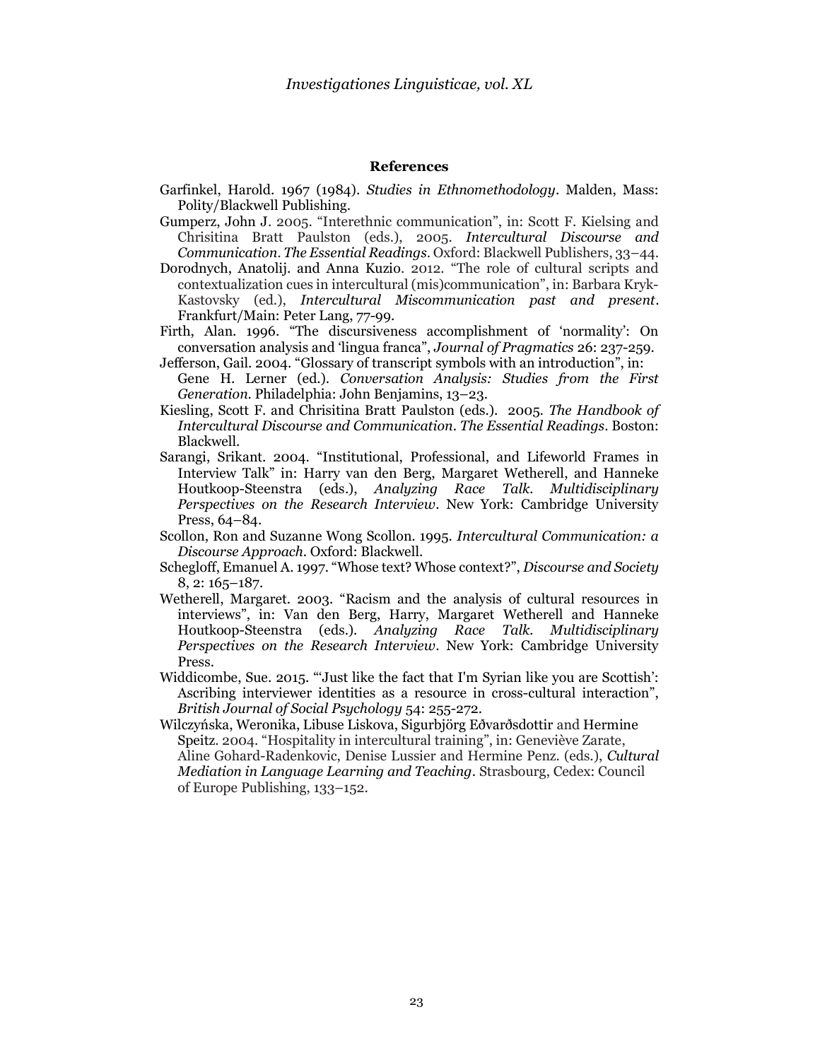## References

Garfinkel, Harold. 1967 (1984). *Studies in Ethnomethodology*. Malden, Mass: Polity/Blackwell Publishing.

Gumperz, John J. 2005. "Interethnic communication", in: Scott F. Kielsing and Chrisitina Bratt Paulston (eds.), 2005. *Intercultural Discourse and Communication. The Essential Readings*. Oxford: Blackwell Publishers, 33–44.

Dorodnych, Anatolij. and Anna Kuzio. 2012. "The role of cultural scripts and contextualization cues in intercultural (mis)communication", in: Barbara Kryk-Kastovsky (ed.), *Intercultural Miscommunication past and present*. Frankfurt/Main: Peter Lang, 77-99.

Firth, Alan. 1996. "The discursiveness accomplishment of 'normality': On conversation analysis and 'lingua franca", *Journal of Pragmatics* 26: 237-259.

Jefferson, Gail. 2004. "Glossary of transcript symbols with an introduction", in: Gene H. Lerner (ed.). *Conversation Analysis: Studies from the First Generation*. Philadelphia: John Benjamins, 13–23.

Kiesling, Scott F. and Chrisitina Bratt Paulston (eds.). 2005. *The Handbook of Intercultural Discourse and Communication. The Essential Readings*. Boston: Blackwell.

Sarangi, Srikant. 2004. "Institutional, Professional, and Lifeworld Frames in Interview Talk" in: Harry van den Berg, Margaret Wetherell, and Hanneke Houtkoop-Steenstra (eds.), *Analyzing Race Talk. Multidisciplinary Perspectives on the Research Interview*. New York: Cambridge University Press, 64–84.

Scollon, Ron and Suzanne Wong Scollon. 1995. *Intercultural Communication: a Discourse Approach*. Oxford: Blackwell.

Schegloff, Emanuel A. 1997. "Whose text? Whose context?", *Discourse and Society* 8, 2: 165–187.

Wetherell, Margaret. 2003. "Racism and the analysis of cultural resources in interviews", in: Van den Berg, Harry, Margaret Wetherell and Hanneke Houtkoop-Steenstra (eds.). *Analyzing Race Talk. Multidisciplinary Perspectives on the Research Interview*. New York: Cambridge University Press.

Widdicombe, Sue. 2015. "'Just like the fact that I'm Syrian like you are Scottish': Ascribing interviewer identities as a resource in cross-cultural interaction", *British Journal of Social Psychology* 54: 255-272.

Wilczyńska, Weronika, Libuse Liskova, Sigurbjörg Eðvarðsdottir and Hermine Speitz. 2004. "Hospitality in intercultural training", in: Geneviève Zarate, Aline Gohard-Radenkovic, Denise Lussier and Hermine Penz. (eds.), *Cultural Mediation in Language Learning and Teaching*. Strasbourg, Cedex: Council of Europe Publishing, 133–152.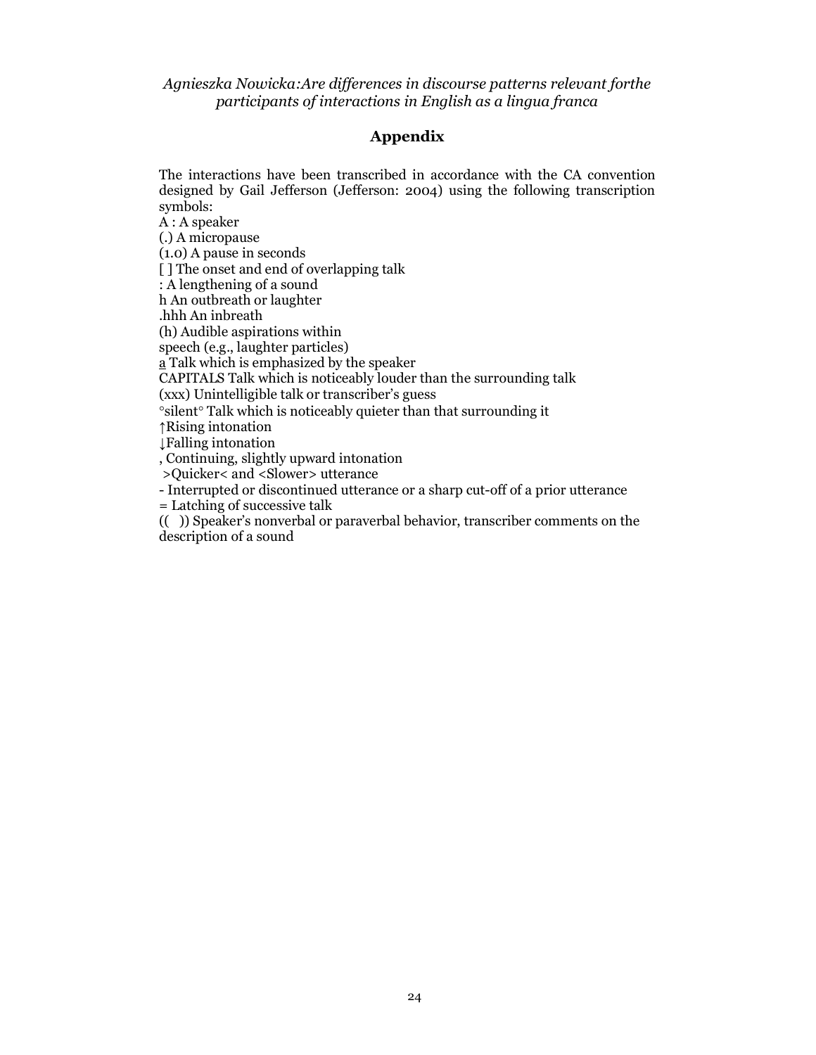# Appendix

The interactions have been transcribed in accordance with the CA convention designed by Gail Jefferson (Jefferson: 2004) using the following transcription symbols:

A : A speaker
(.) A micropause
(1.0) A pause in seconds
[ ] The onset and end of overlapping talk
: A lengthening of a sound
h An outbreath or laughter
.hhh An inbreath
(h) Audible aspirations within
speech (e.g., laughter particles)
<u>a</u> Talk which is emphasized by the speaker
CAPITALS Talk which is noticeably louder than the surrounding talk
(xxx) Unintelligible talk or transcriber's guess
°silent° Talk which is noticeably quieter than that surrounding it
↑Rising intonation
↓Falling intonation
, Continuing, slightly upward intonation
>Quicker< and <Slower> utterance
- Interrupted or discontinued utterance or a sharp cut-off of a prior utterance
= Latching of successive talk
(( )) Speaker's nonverbal or paraverbal behavior, transcriber comments on the description of a sound